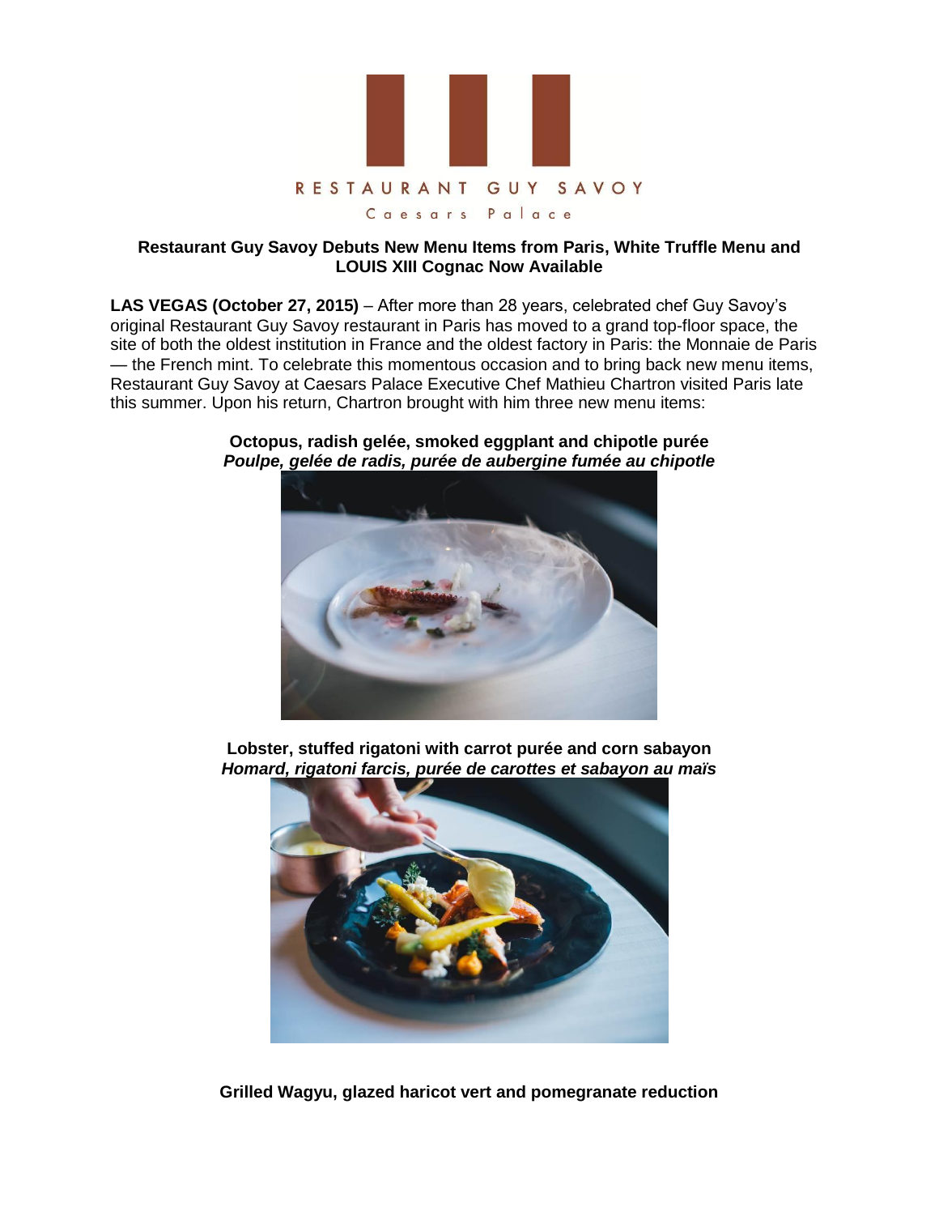RESTAURANT GUY SAVOY

Caesars Palace

**Restaurant Guy Savoy Debuts New Menu Items from Paris, White Truffle Menu and LOUIS XIII Cognac Now Available**

**LAS VEGAS (October 27, 2015)** – After more than 28 years, celebrated chef Guy Savoy's original Restaurant Guy Savoy restaurant in Paris has moved to a grand top-floor space, the site of both the oldest institution in France and the oldest factory in Paris: the Monnaie de Paris — the French mint. To celebrate this momentous occasion and to bring back new menu items, Restaurant Guy Savoy at Caesars Palace Executive Chef Mathieu Chartron visited Paris late this summer. Upon his return, Chartron brought with him three new menu items:

**Octopus, radish gelée, smoked eggplant and chipotle purée**
***Poulpe, gelée de radis, purée de aubergine fumée au chipotle***

**Lobster, stuffed rigatoni with carrot purée and corn sabayon**
***Homard, rigatoni farcis, purée de carottes et sabayon au maïs***

**Grilled Wagyu, glazed haricot vert and pomegranate reduction**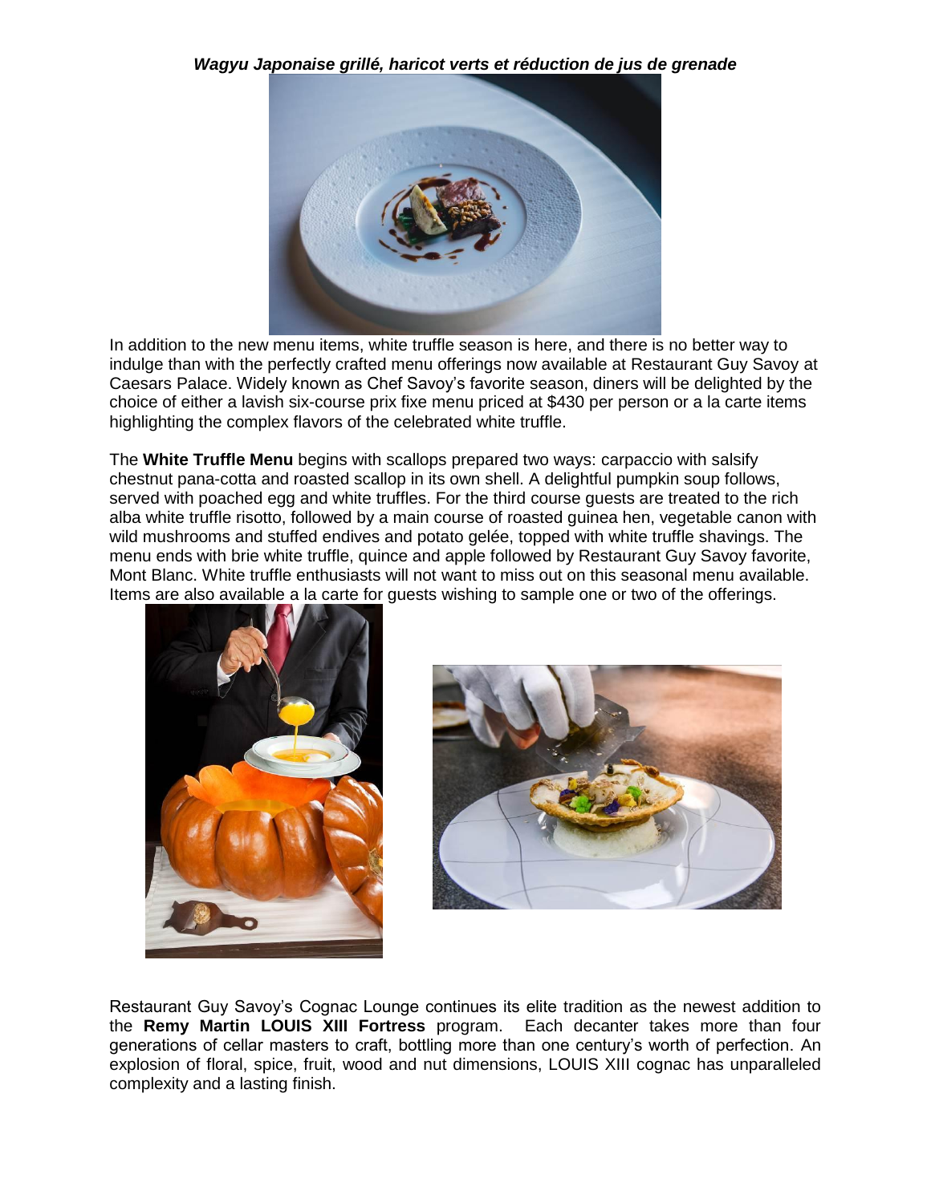***Wagyu Japonaise grillé, haricot verts et réduction de jus de grenade***

In addition to the new menu items, white truffle season is here, and there is no better way to indulge than with the perfectly crafted menu offerings now available at Restaurant Guy Savoy at Caesars Palace. Widely known as Chef Savoy's favorite season, diners will be delighted by the choice of either a lavish six-course prix fixe menu priced at $430 per person or a la carte items highlighting the complex flavors of the celebrated white truffle.

The **White Truffle Menu** begins with scallops prepared two ways: carpaccio with salsify chestnut pana-cotta and roasted scallop in its own shell. A delightful pumpkin soup follows, served with poached egg and white truffles. For the third course guests are treated to the rich alba white truffle risotto, followed by a main course of roasted guinea hen, vegetable canon with wild mushrooms and stuffed endives and potato gelée, topped with white truffle shavings. The menu ends with brie white truffle, quince and apple followed by Restaurant Guy Savoy favorite, Mont Blanc. White truffle enthusiasts will not want to miss out on this seasonal menu available. Items are also available a la carte for guests wishing to sample one or two of the offerings.

Restaurant Guy Savoy's Cognac Lounge continues its elite tradition as the newest addition to the **Remy Martin LOUIS XIII Fortress** program. Each decanter takes more than four generations of cellar masters to craft, bottling more than one century's worth of perfection. An explosion of floral, spice, fruit, wood and nut dimensions, LOUIS XIII cognac has unparalleled complexity and a lasting finish.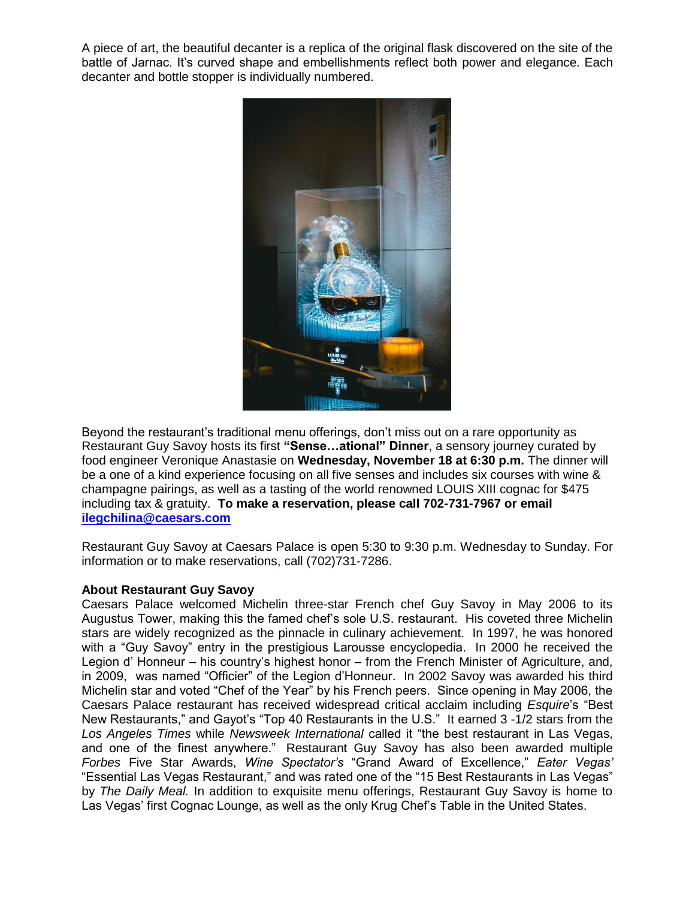A piece of art, the beautiful decanter is a replica of the original flask discovered on the site of the battle of Jarnac. It's curved shape and embellishments reflect both power and elegance. Each decanter and bottle stopper is individually numbered.

Beyond the restaurant's traditional menu offerings, don't miss out on a rare opportunity as Restaurant Guy Savoy hosts its first **"Sense…ational" Dinner**, a sensory journey curated by food engineer Veronique Anastasie on **Wednesday, November 18 at 6:30 p.m.** The dinner will be a one of a kind experience focusing on all five senses and includes six courses with wine & champagne pairings, as well as a tasting of the world renowned LOUIS XIII cognac for $475 including tax & gratuity. **To make a reservation, please call 702-731-7967 or email [ilegchilina@caesars.com](mailto:ilegchilina@caesars.com)**

Restaurant Guy Savoy at Caesars Palace is open 5:30 to 9:30 p.m. Wednesday to Sunday. For information or to make reservations, call (702)731-7286.

**About Restaurant Guy Savoy**

Caesars Palace welcomed Michelin three-star French chef Guy Savoy in May 2006 to its Augustus Tower, making this the famed chef's sole U.S. restaurant. His coveted three Michelin stars are widely recognized as the pinnacle in culinary achievement. In 1997, he was honored with a "Guy Savoy" entry in the prestigious Larousse encyclopedia. In 2000 he received the Legion d' Honneur – his country's highest honor – from the French Minister of Agriculture, and, in 2009, was named "Officier" of the Legion d'Honneur. In 2002 Savoy was awarded his third Michelin star and voted "Chef of the Year" by his French peers. Since opening in May 2006, the Caesars Palace restaurant has received widespread critical acclaim including *Esquire*'s "Best New Restaurants," and Gayot's "Top 40 Restaurants in the U.S." It earned 3 -1/2 stars from the *Los Angeles Times* while *Newsweek International* called it "the best restaurant in Las Vegas, and one of the finest anywhere." Restaurant Guy Savoy has also been awarded multiple *Forbes* Five Star Awards, *Wine Spectator's* "Grand Award of Excellence," *Eater Vegas'* "Essential Las Vegas Restaurant," and was rated one of the "15 Best Restaurants in Las Vegas" by *The Daily Meal.* In addition to exquisite menu offerings, Restaurant Guy Savoy is home to Las Vegas' first Cognac Lounge, as well as the only Krug Chef's Table in the United States.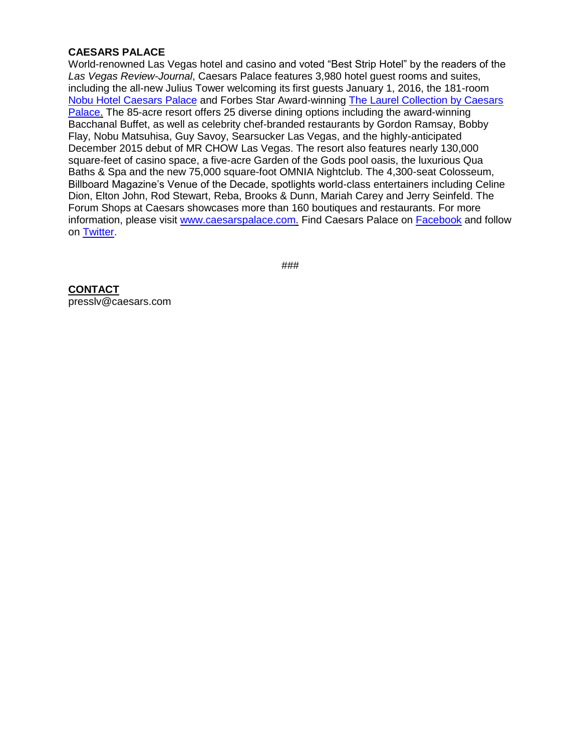**CAESARS PALACE**

World-renowned Las Vegas hotel and casino and voted "Best Strip Hotel" by the readers of the *Las Vegas Review-Journal*, Caesars Palace features 3,980 hotel guest rooms and suites, including the all-new Julius Tower welcoming its first guests January 1, 2016, the 181-room Nobu Hotel Caesars Palace and Forbes Star Award-winning The Laurel Collection by Caesars Palace. The 85-acre resort offers 25 diverse dining options including the award-winning Bacchanal Buffet, as well as celebrity chef-branded restaurants by Gordon Ramsay, Bobby Flay, Nobu Matsuhisa, Guy Savoy, Searsucker Las Vegas, and the highly-anticipated December 2015 debut of MR CHOW Las Vegas. The resort also features nearly 130,000 square-feet of casino space, a five-acre Garden of the Gods pool oasis, the luxurious Qua Baths & Spa and the new 75,000 square-foot OMNIA Nightclub. The 4,300-seat Colosseum, Billboard Magazine's Venue of the Decade, spotlights world-class entertainers including Celine Dion, Elton John, Rod Stewart, Reba, Brooks & Dunn, Mariah Carey and Jerry Seinfeld. The Forum Shops at Caesars showcases more than 160 boutiques and restaurants. For more information, please visit www.caesarspalace.com. Find Caesars Palace on Facebook and follow on Twitter.

###

**CONTACT**

presslv@caesars.com